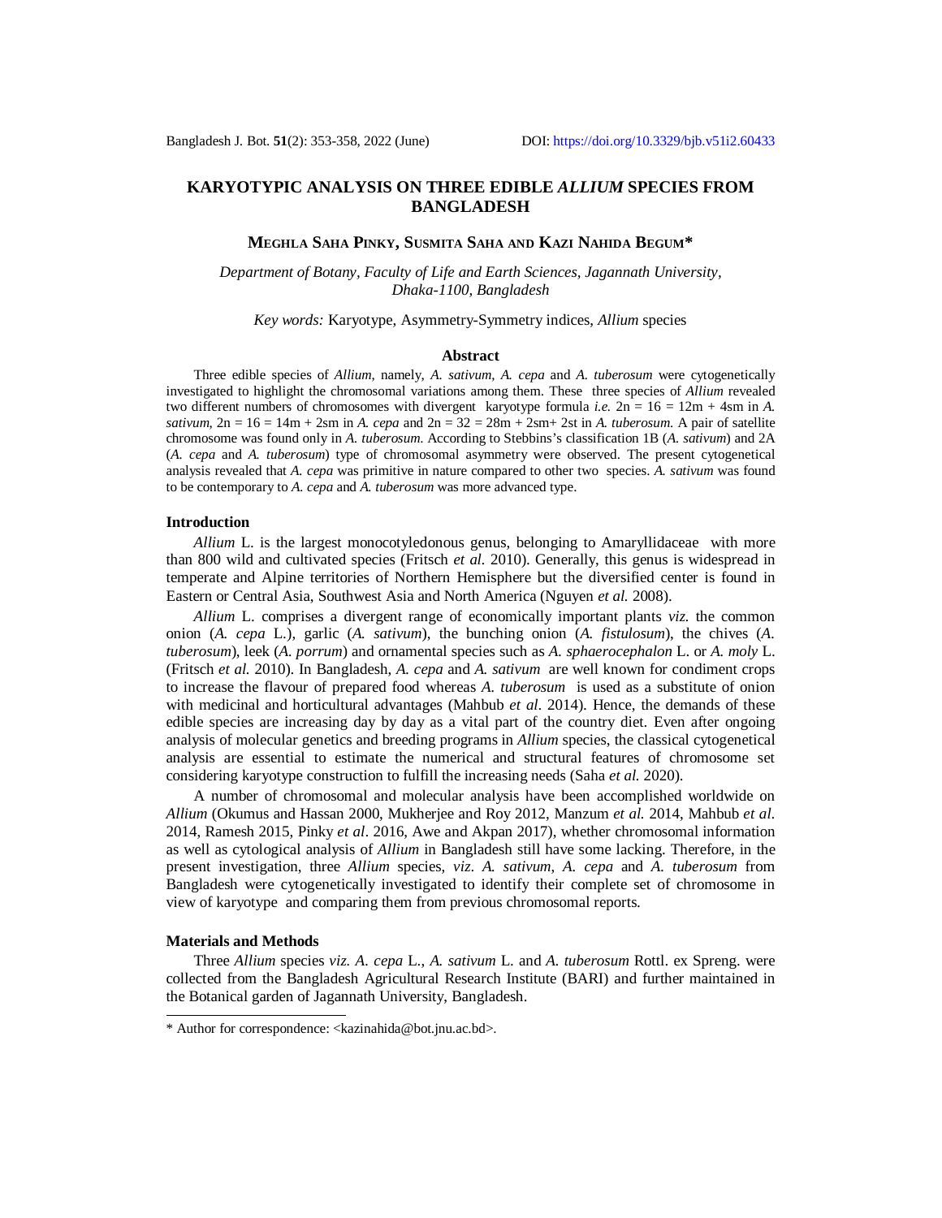# KARYOTYPIC ANALYSIS ON THREE EDIBLE *ALLIUM* SPECIES FROM BANGLADESH

**MEGHLA SAHA PINKY, SUSMITA SAHA AND KAZI NAHIDA BEGUM***

*Department of Botany, Faculty of Life and Earth Sciences, Jagannath University, Dhaka-1100, Bangladesh*

*Key words:* Karyotype, Asymmetry-Symmetry indices, *Allium* species

## Abstract

Three edible species of *Allium,* namely, *A. sativum, A. cepa* and *A. tuberosum* were cytogenetically investigated to highlight the chromosomal variations among them. These three species of *Allium* revealed two different numbers of chromosomes with divergent karyotype formula *i.e.* 2n = 16 = 12m + 4sm in *A. sativum*, 2n = 16 = 14m + 2sm in *A. cepa* and 2n = 32 = 28m + 2sm+ 2st in *A. tuberosum.* A pair of satellite chromosome was found only in *A. tuberosum.* According to Stebbins's classification 1B (*A. sativum*) and 2A (*A. cepa* and *A. tuberosum*) type of chromosomal asymmetry were observed. The present cytogenetical analysis revealed that *A. cepa* was primitive in nature compared to other two species. *A. sativum* was found to be contemporary to *A. cepa* and *A. tuberosum* was more advanced type.

## Introduction

*Allium* L. is the largest monocotyledonous genus, belonging to Amaryllidaceae with more than 800 wild and cultivated species (Fritsch *et al.* 2010). Generally, this genus is widespread in temperate and Alpine territories of Northern Hemisphere but the diversified center is found in Eastern or Central Asia, Southwest Asia and North America (Nguyen *et al.* 2008).

*Allium* L. comprises a divergent range of economically important plants *viz.* the common onion (*A. cepa* L.), garlic (*A. sativum*), the bunching onion (*A. fistulosum*), the chives (*A. tuberosum*), leek (*A. porrum*) and ornamental species such as *A. sphaerocephalon* L. or *A. moly* L. (Fritsch *et al.* 2010). In Bangladesh, *A. cepa* and *A. sativum* are well known for condiment crops to increase the flavour of prepared food whereas *A. tuberosum* is used as a substitute of onion with medicinal and horticultural advantages (Mahbub *et al*. 2014). Hence, the demands of these edible species are increasing day by day as a vital part of the country diet. Even after ongoing analysis of molecular genetics and breeding programs in *Allium* species, the classical cytogenetical analysis are essential to estimate the numerical and structural features of chromosome set considering karyotype construction to fulfill the increasing needs (Saha *et al.* 2020).

A number of chromosomal and molecular analysis have been accomplished worldwide on *Allium* (Okumus and Hassan 2000, Mukherjee and Roy 2012, Manzum *et al.* 2014, Mahbub *et al*. 2014, Ramesh 2015, Pinky *et al*. 2016, Awe and Akpan 2017), whether chromosomal information as well as cytological analysis of *Allium* in Bangladesh still have some lacking. Therefore, in the present investigation, three *Allium* species, *viz. A. sativum*, *A. cepa* and *A. tuberosum* from Bangladesh were cytogenetically investigated to identify their complete set of chromosome in view of karyotype and comparing them from previous chromosomal reports.

## Materials and Methods

Three *Allium* species *viz. A. cepa* L., *A. sativum* L. and *A. tuberosum* Rottl. ex Spreng. were collected from the Bangladesh Agricultural Research Institute (BARI) and further maintained in the Botanical garden of Jagannath University, Bangladesh.

---

* Author for correspondence: <kazinahida@bot.jnu.ac.bd>.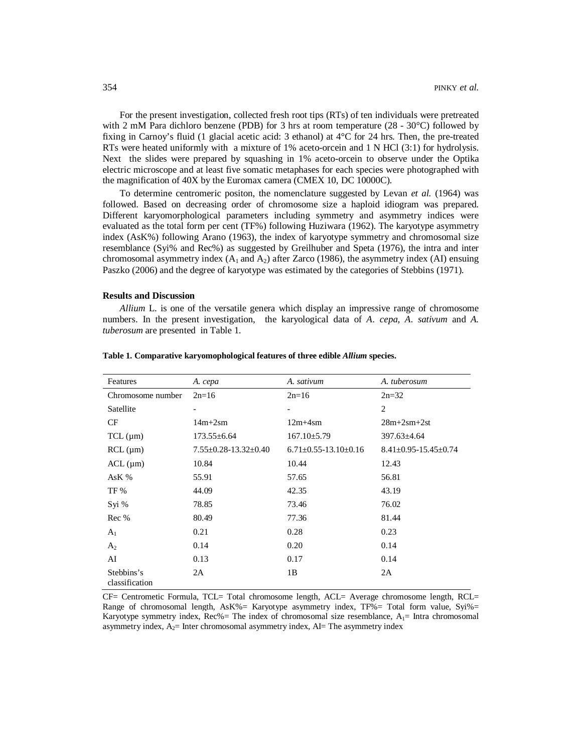For the present investigation, collected fresh root tips (RTs) of ten individuals were pretreated with 2 mM Para dichloro benzene (PDB) for 3 hrs at room temperature (28 - 30°C) followed by fixing in Carnoy's fluid (1 glacial acetic acid: 3 ethanol) at 4°C for 24 hrs. Then, the pre-treated RTs were heated uniformly with a mixture of 1% aceto-orcein and 1 N HCl (3:1) for hydrolysis. Next the slides were prepared by squashing in 1% aceto-orcein to observe under the Optika electric microscope and at least five somatic metaphases for each species were photographed with the magnification of 40X by the Euromax camera (CMEX 10, DC 10000C).

To determine centromeric positon, the nomenclature suggested by Levan *et al.* (1964) was followed. Based on decreasing order of chromosome size a haploid idiogram was prepared. Different karyomorphological parameters including symmetry and asymmetry indices were evaluated as the total form per cent (TF%) following Huziwara (1962). The karyotype asymmetry index (AsK%) following Arano (1963), the index of karyotype symmetry and chromosomal size resemblance (Syi% and Rec%) as suggested by Greilhuber and Speta (1976), the intra and inter chromosomal asymmetry index ($A_1$ and $A_2$) after Zarco (1986), the asymmetry index (AI) ensuing Paszko (2006) and the degree of karyotype was estimated by the categories of Stebbins (1971).

## Results and Discussion

*Allium* L. is one of the versatile genera which display an impressive range of chromosome numbers. In the present investigation, the karyological data of *A. cepa*, *A. sativum* and *A. tuberosum* are presented in Table 1.

**Table 1. Comparative karyomophological features of three edible *Allium* species.**

| Features | *A. cepa* | *A. sativum* | *A. tuberosum* |
|---|---|---|---|
| Chromosome number | 2n=16 | 2n=16 | 2n=32 |
| Satellite | - | - | 2 |
| CF | 14m+2sm | 12m+4sm | 28m+2sm+2st |
| TCL (µm) | 173.55±6.64 | 167.10±5.79 | 397.63±4.64 |
| RCL (µm) | 7.55±0.28-13.32±0.40 | 6.71±0.55-13.10±0.16 | 8.41±0.95-15.45±0.74 |
| ACL (µm) | 10.84 | 10.44 | 12.43 |
| AsK % | 55.91 | 57.65 | 56.81 |
| TF % | 44.09 | 42.35 | 43.19 |
| Syi % | 78.85 | 73.46 | 76.02 |
| Rec % | 80.49 | 77.36 | 81.44 |
| $A_1$ | 0.21 | 0.28 | 0.23 |
| $A_2$ | 0.14 | 0.20 | 0.14 |
| AI | 0.13 | 0.17 | 0.14 |
| Stebbins's classification | 2A | 1B | 2A |

CF= Centrometic Formula, TCL= Total chromosome length, ACL= Average chromosome length, RCL= Range of chromosomal length, AsK%= Karyotype asymmetry index, TF%= Total form value, Syi%= Karyotype symmetry index, Rec%= The index of chromosomal size resemblance, $A_1$= Intra chromosomal asymmetry index, $A_2$= Inter chromosomal asymmetry index, AI= The asymmetry index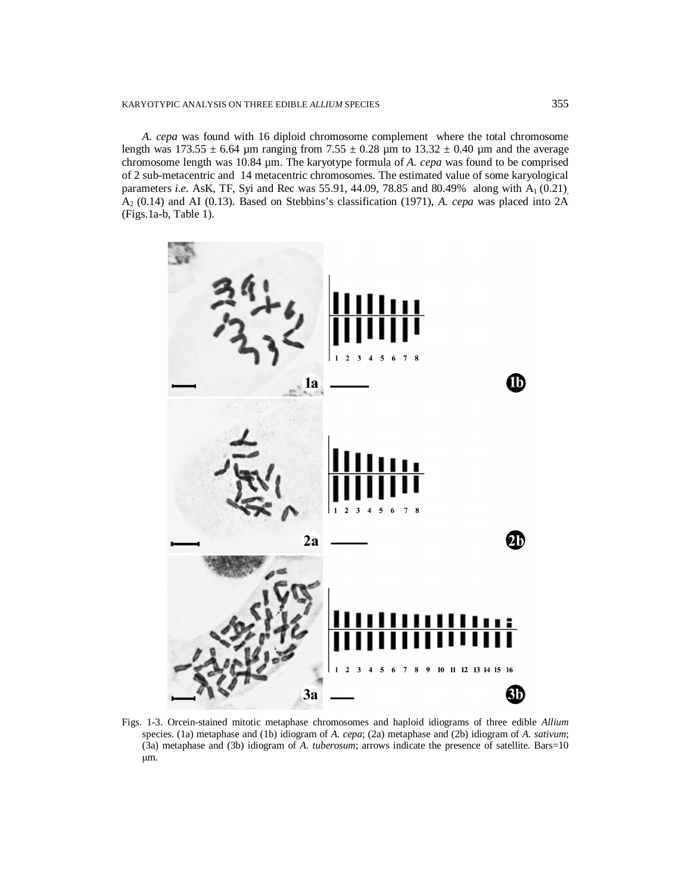*A. cepa* was found with 16 diploid chromosome complement where the total chromosome length was 173.55 ± 6.64 µm ranging from 7.55 ± 0.28 µm to 13.32 ± 0.40 µm and the average chromosome length was 10.84 µm. The karyotype formula of *A. cepa* was found to be comprised of 2 sub-metacentric and 14 metacentric chromosomes. The estimated value of some karyological parameters *i.e.* AsK, TF, Syi and Rec was 55.91, 44.09, 78.85 and 80.49% along with $A_1$ (0.21), $A_2$ (0.14) and AI (0.13). Based on Stebbins's classification (1971), *A. cepa* was placed into 2A (Figs.1a-b, Table 1).

Figs. 1-3. Orcein-stained mitotic metaphase chromosomes and haploid idiograms of three edible *Allium* species. (1a) metaphase and (1b) idiogram of *A. cepa*; (2a) metaphase and (2b) idiogram of *A. sativum*; (3a) metaphase and (3b) idiogram of *A. tuberosum*; arrows indicate the presence of satellite. Bars=10 µm.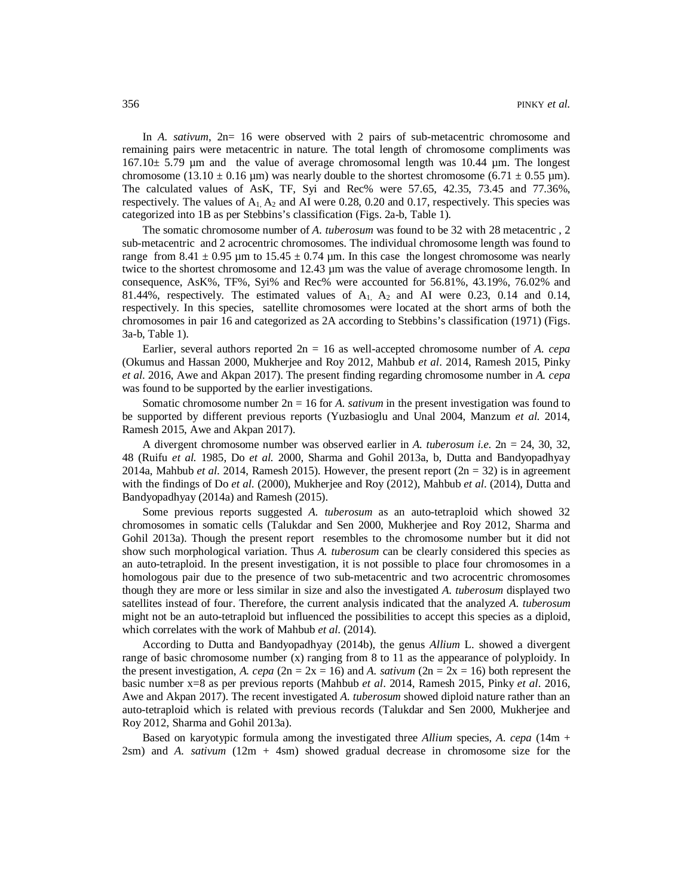In *A. sativum*, 2n= 16 were observed with 2 pairs of sub-metacentric chromosome and remaining pairs were metacentric in nature. The total length of chromosome compliments was 167.10± 5.79 µm and the value of average chromosomal length was 10.44 µm. The longest chromosome (13.10 ± 0.16 µm) was nearly double to the shortest chromosome (6.71 ± 0.55 µm). The calculated values of AsK, TF, Syi and Rec% were 57.65, 42.35, 73.45 and 77.36%, respectively. The values of $A_1$, $A_2$ and AI were 0.28, 0.20 and 0.17, respectively. This species was categorized into 1B as per Stebbins's classification (Figs. 2a-b, Table 1).

The somatic chromosome number of *A. tuberosum* was found to be 32 with 28 metacentric , 2 sub-metacentric and 2 acrocentric chromosomes. The individual chromosome length was found to range from 8.41 ± 0.95 µm to 15.45 ± 0.74 µm. In this case the longest chromosome was nearly twice to the shortest chromosome and 12.43 µm was the value of average chromosome length. In consequence, AsK%, TF%, Syi% and Rec% were accounted for 56.81%, 43.19%, 76.02% and 81.44%, respectively. The estimated values of $A_1$, $A_2$ and AI were 0.23, 0.14 and 0.14, respectively. In this species, satellite chromosomes were located at the short arms of both the chromosomes in pair 16 and categorized as 2A according to Stebbins's classification (1971) (Figs. 3a-b, Table 1).

Earlier, several authors reported 2n = 16 as well-accepted chromosome number of *A. cepa* (Okumus and Hassan 2000, Mukherjee and Roy 2012, Mahbub *et al*. 2014, Ramesh 2015, Pinky *et al*. 2016, Awe and Akpan 2017). The present finding regarding chromosome number in *A. cepa* was found to be supported by the earlier investigations.

Somatic chromosome number 2n = 16 for *A. sativum* in the present investigation was found to be supported by different previous reports (Yuzbasioglu and Unal 2004, Manzum *et al.* 2014, Ramesh 2015, Awe and Akpan 2017).

A divergent chromosome number was observed earlier in *A. tuberosum i.e.* 2n = 24, 30, 32, 48 (Ruifu *et al.* 1985, Do *et al.* 2000, Sharma and Gohil 2013a, b, Dutta and Bandyopadhyay 2014a, Mahbub *et al*. 2014, Ramesh 2015). However, the present report (2n = 32) is in agreement with the findings of Do *et al.* (2000), Mukherjee and Roy (2012), Mahbub *et al*. (2014), Dutta and Bandyopadhyay (2014a) and Ramesh (2015).

Some previous reports suggested *A. tuberosum* as an auto-tetraploid which showed 32 chromosomes in somatic cells (Talukdar and Sen 2000, Mukherjee and Roy 2012, Sharma and Gohil 2013a). Though the present report resembles to the chromosome number but it did not show such morphological variation. Thus *A. tuberosum* can be clearly considered this species as an auto-tetraploid. In the present investigation, it is not possible to place four chromosomes in a homologous pair due to the presence of two sub-metacentric and two acrocentric chromosomes though they are more or less similar in size and also the investigated *A. tuberosum* displayed two satellites instead of four. Therefore, the current analysis indicated that the analyzed *A. tuberosum* might not be an auto-tetraploid but influenced the possibilities to accept this species as a diploid, which correlates with the work of Mahbub *et al*. (2014).

According to Dutta and Bandyopadhyay (2014b), the genus *Allium* L. showed a divergent range of basic chromosome number (x) ranging from 8 to 11 as the appearance of polyploidy. In the present investigation, *A. cepa* (2n = 2x = 16) and *A. sativum* (2n = 2x = 16) both represent the basic number x=8 as per previous reports (Mahbub *et al*. 2014, Ramesh 2015, Pinky *et al*. 2016, Awe and Akpan 2017). The recent investigated *A. tuberosum* showed diploid nature rather than an auto-tetraploid which is related with previous records (Talukdar and Sen 2000, Mukherjee and Roy 2012, Sharma and Gohil 2013a).

Based on karyotypic formula among the investigated three *Allium* species, *A. cepa* (14m + 2sm) and *A. sativum* (12m + 4sm) showed gradual decrease in chromosome size for the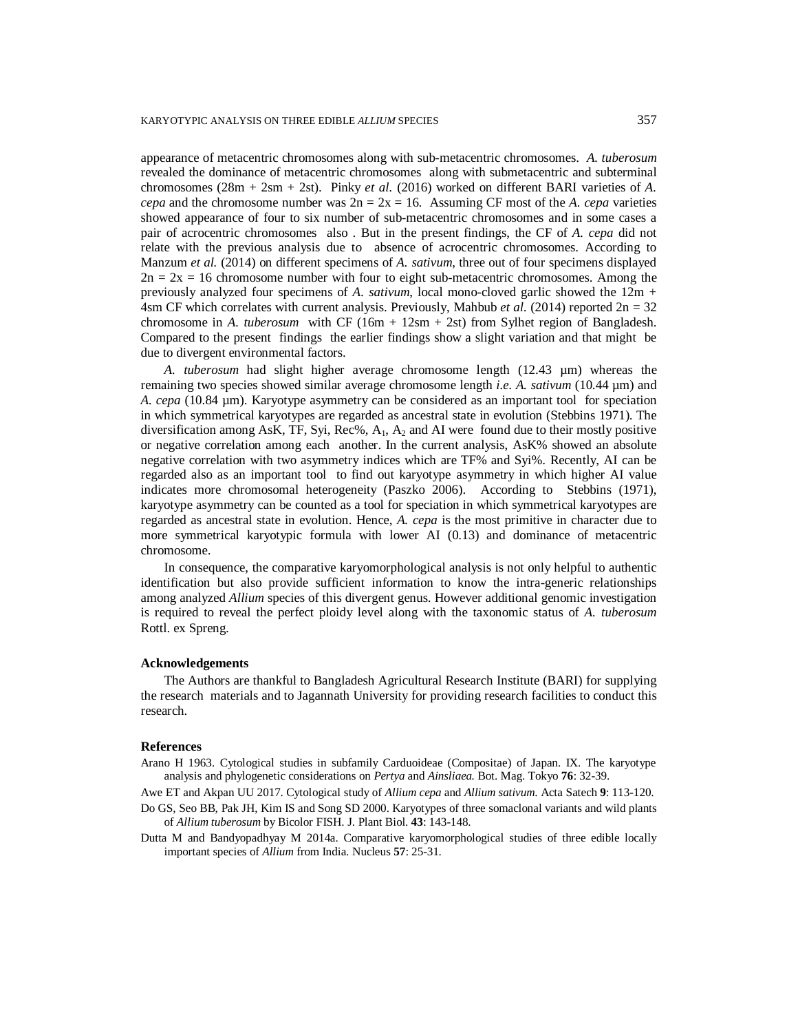appearance of metacentric chromosomes along with sub-metacentric chromosomes. *A. tuberosum* revealed the dominance of metacentric chromosomes along with submetacentric and subterminal chromosomes (28m + 2sm + 2st). Pinky *et al*. (2016) worked on different BARI varieties of *A. cepa* and the chromosome number was 2n = 2x = 16. Assuming CF most of the *A. cepa* varieties showed appearance of four to six number of sub-metacentric chromosomes and in some cases a pair of acrocentric chromosomes also . But in the present findings, the CF of *A. cepa* did not relate with the previous analysis due to absence of acrocentric chromosomes. According to Manzum *et al.* (2014) on different specimens of *A. sativum*, three out of four specimens displayed 2n = 2x = 16 chromosome number with four to eight sub-metacentric chromosomes. Among the previously analyzed four specimens of *A. sativum*, local mono-cloved garlic showed the 12m + 4sm CF which correlates with current analysis. Previously, Mahbub *et al.* (2014) reported 2n = 32 chromosome in *A. tuberosum* with CF (16m + 12sm + 2st) from Sylhet region of Bangladesh. Compared to the present findings the earlier findings show a slight variation and that might be due to divergent environmental factors.

*A. tuberosum* had slight higher average chromosome length (12.43 µm) whereas the remaining two species showed similar average chromosome length *i.e. A. sativum* (10.44 µm) and *A. cepa* (10.84 µm). Karyotype asymmetry can be considered as an important tool for speciation in which symmetrical karyotypes are regarded as ancestral state in evolution (Stebbins 1971). The diversification among AsK, TF, Syi, Rec%, $A_1$, $A_2$ and AI were found due to their mostly positive or negative correlation among each another. In the current analysis, AsK% showed an absolute negative correlation with two asymmetry indices which are TF% and Syi%. Recently, AI can be regarded also as an important tool to find out karyotype asymmetry in which higher AI value indicates more chromosomal heterogeneity (Paszko 2006). According to Stebbins (1971), karyotype asymmetry can be counted as a tool for speciation in which symmetrical karyotypes are regarded as ancestral state in evolution. Hence, *A. cepa* is the most primitive in character due to more symmetrical karyotypic formula with lower AI (0.13) and dominance of metacentric chromosome.

In consequence, the comparative karyomorphological analysis is not only helpful to authentic identification but also provide sufficient information to know the intra-generic relationships among analyzed *Allium* species of this divergent genus. However additional genomic investigation is required to reveal the perfect ploidy level along with the taxonomic status of *A. tuberosum* Rottl. ex Spreng.

## Acknowledgements

The Authors are thankful to Bangladesh Agricultural Research Institute (BARI) for supplying the research materials and to Jagannath University for providing research facilities to conduct this research.

## References

Arano H 1963. Cytological studies in subfamily Carduoideae (Compositae) of Japan. IX. The karyotype analysis and phylogenetic considerations on *Pertya* and *Ainsliaea.* Bot. Mag. Tokyo **76**: 32-39.

Awe ET and Akpan UU 2017. Cytological study of *Allium cepa* and *Allium sativum.* Acta Satech **9**: 113-120.

Do GS, Seo BB, Pak JH, Kim IS and Song SD 2000. Karyotypes of three somaclonal variants and wild plants of *Allium tuberosum* by Bicolor FISH. J. Plant Biol. **43**: 143-148.

Dutta M and Bandyopadhyay M 2014a. Comparative karyomorphological studies of three edible locally important species of *Allium* from India. Nucleus **57**: 25-31.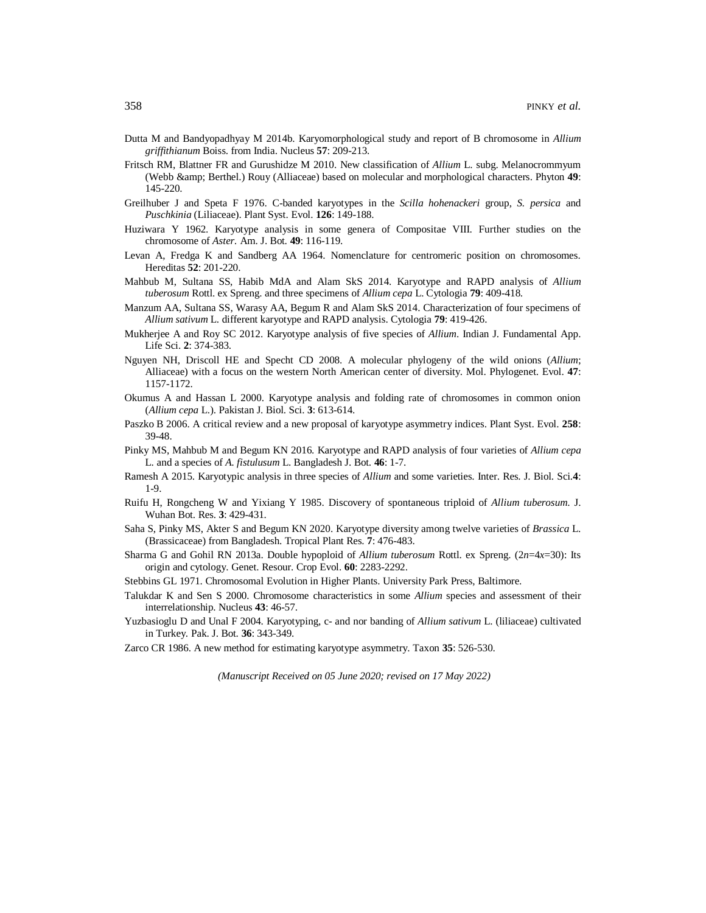Dutta M and Bandyopadhyay M 2014b. Karyomorphological study and report of B chromosome in *Allium griffithianum* Boiss. from India. Nucleus **57**: 209-213.

Fritsch RM, Blattner FR and Gurushidze M 2010. New classification of *Allium* L. subg. Melanocrommyum (Webb &amp; Berthel.) Rouy (Alliaceae) based on molecular and morphological characters. Phyton **49**: 145-220.

Greilhuber J and Speta F 1976. C-banded karyotypes in the *Scilla hohenackeri* group, *S. persica* and *Puschkinia* (Liliaceae). Plant Syst. Evol. **126**: 149-188.

Huziwara Y 1962. Karyotype analysis in some genera of Compositae VIII. Further studies on the chromosome of *Aster*. Am. J. Bot. **49**: 116-119.

Levan A, Fredga K and Sandberg AA 1964. Nomenclature for centromeric position on chromosomes. Hereditas **52**: 201-220.

Mahbub M, Sultana SS, Habib MdA and Alam SkS 2014. Karyotype and RAPD analysis of *Allium tuberosum* Rottl. ex Spreng. and three specimens of *Allium cepa* L. Cytologia **79**: 409-418.

Manzum AA, Sultana SS, Warasy AA, Begum R and Alam SkS 2014. Characterization of four specimens of *Allium sativum* L. different karyotype and RAPD analysis. Cytologia **79**: 419-426.

Mukherjee A and Roy SC 2012. Karyotype analysis of five species of *Allium*. Indian J. Fundamental App. Life Sci. **2**: 374-383.

Nguyen NH, Driscoll HE and Specht CD 2008. A molecular phylogeny of the wild onions (*Allium*; Alliaceae) with a focus on the western North American center of diversity. Mol. Phylogenet. Evol. **47**: 1157-1172.

Okumus A and Hassan L 2000. Karyotype analysis and folding rate of chromosomes in common onion (*Allium cepa* L.). Pakistan J. Biol. Sci. **3**: 613-614.

Paszko B 2006. A critical review and a new proposal of karyotype asymmetry indices. Plant Syst. Evol. **258**: 39-48.

Pinky MS, Mahbub M and Begum KN 2016. Karyotype and RAPD analysis of four varieties of *Allium cepa* L. and a species of *A. fistulusum* L. Bangladesh J. Bot. **46**: 1-7.

Ramesh A 2015. Karyotypic analysis in three species of *Allium* and some varieties. Inter. Res. J. Biol. Sci.**4**: 1-9.

Ruifu H, Rongcheng W and Yixiang Y 1985. Discovery of spontaneous triploid of *Allium tuberosum*. J. Wuhan Bot. Res. **3**: 429-431.

Saha S, Pinky MS, Akter S and Begum KN 2020. Karyotype diversity among twelve varieties of *Brassica* L. (Brassicaceae) from Bangladesh. Tropical Plant Res. **7**: 476-483.

Sharma G and Gohil RN 2013a. Double hypoploid of *Allium tuberosum* Rottl. ex Spreng. (2*n*=4*x*=30): Its origin and cytology. Genet. Resour. Crop Evol. **60**: 2283-2292.

Stebbins GL 1971. Chromosomal Evolution in Higher Plants. University Park Press, Baltimore.

Talukdar K and Sen S 2000. Chromosome characteristics in some *Allium* species and assessment of their interrelationship. Nucleus **43**: 46-57.

Yuzbasioglu D and Unal F 2004. Karyotyping, c- and nor banding of *Allium sativum* L. (liliaceae) cultivated in Turkey. Pak. J. Bot. **36**: 343-349.

Zarco CR 1986. A new method for estimating karyotype asymmetry. Taxon **35**: 526-530.

*(Manuscript Received on 05 June 2020; revised on 17 May 2022)*